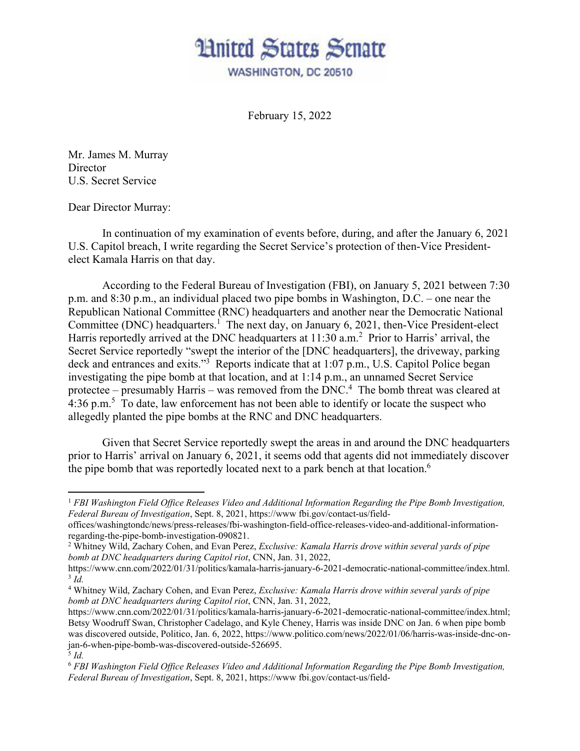# United States Senate

WASHINGTON, DC 20510

February 15, 2022

Mr. James M. Murray
Director
U.S. Secret Service

Dear Director Murray:

In continuation of my examination of events before, during, and after the January 6, 2021 U.S. Capitol breach, I write regarding the Secret Service's protection of then-Vice President-elect Kamala Harris on that day.

According to the Federal Bureau of Investigation (FBI), on January 5, 2021 between 7:30 p.m. and 8:30 p.m., an individual placed two pipe bombs in Washington, D.C. – one near the Republican National Committee (RNC) headquarters and another near the Democratic National Committee (DNC) headquarters.[1] The next day, on January 6, 2021, then-Vice President-elect Harris reportedly arrived at the DNC headquarters at 11:30 a.m.[2] Prior to Harris' arrival, the Secret Service reportedly "swept the interior of the [DNC headquarters], the driveway, parking deck and entrances and exits."[3] Reports indicate that at 1:07 p.m., U.S. Capitol Police began investigating the pipe bomb at that location, and at 1:14 p.m., an unnamed Secret Service protectee – presumably Harris – was removed from the DNC.[4] The bomb threat was cleared at 4:36 p.m.[5] To date, law enforcement has not been able to identify or locate the suspect who allegedly planted the pipe bombs at the RNC and DNC headquarters.

Given that Secret Service reportedly swept the areas in and around the DNC headquarters prior to Harris' arrival on January 6, 2021, it seems odd that agents did not immediately discover the pipe bomb that was reportedly located next to a park bench at that location.[6]

---

[1] *FBI Washington Field Office Releases Video and Additional Information Regarding the Pipe Bomb Investigation, Federal Bureau of Investigation*, Sept. 8, 2021, https://www fbi.gov/contact-us/field-offices/washingtondc/news/press-releases/fbi-washington-field-office-releases-video-and-additional-information-regarding-the-pipe-bomb-investigation-090821.

[2] Whitney Wild, Zachary Cohen, and Evan Perez, *Exclusive: Kamala Harris drove within several yards of pipe bomb at DNC headquarters during Capitol riot*, CNN, Jan. 31, 2022, https://www.cnn.com/2022/01/31/politics/kamala-harris-january-6-2021-democratic-national-committee/index.html.

[3] *Id.*

[4] Whitney Wild, Zachary Cohen, and Evan Perez, *Exclusive: Kamala Harris drove within several yards of pipe bomb at DNC headquarters during Capitol riot*, CNN, Jan. 31, 2022, https://www.cnn.com/2022/01/31/politics/kamala-harris-january-6-2021-democratic-national-committee/index.html; Betsy Woodruff Swan, Christopher Cadelago, and Kyle Cheney, Harris was inside DNC on Jan. 6 when pipe bomb was discovered outside, Politico, Jan. 6, 2022, https://www.politico.com/news/2022/01/06/harris-was-inside-dnc-on-jan-6-when-pipe-bomb-was-discovered-outside-526695.

[5] *Id.*

[6] *FBI Washington Field Office Releases Video and Additional Information Regarding the Pipe Bomb Investigation, Federal Bureau of Investigation*, Sept. 8, 2021, https://www fbi.gov/contact-us/field-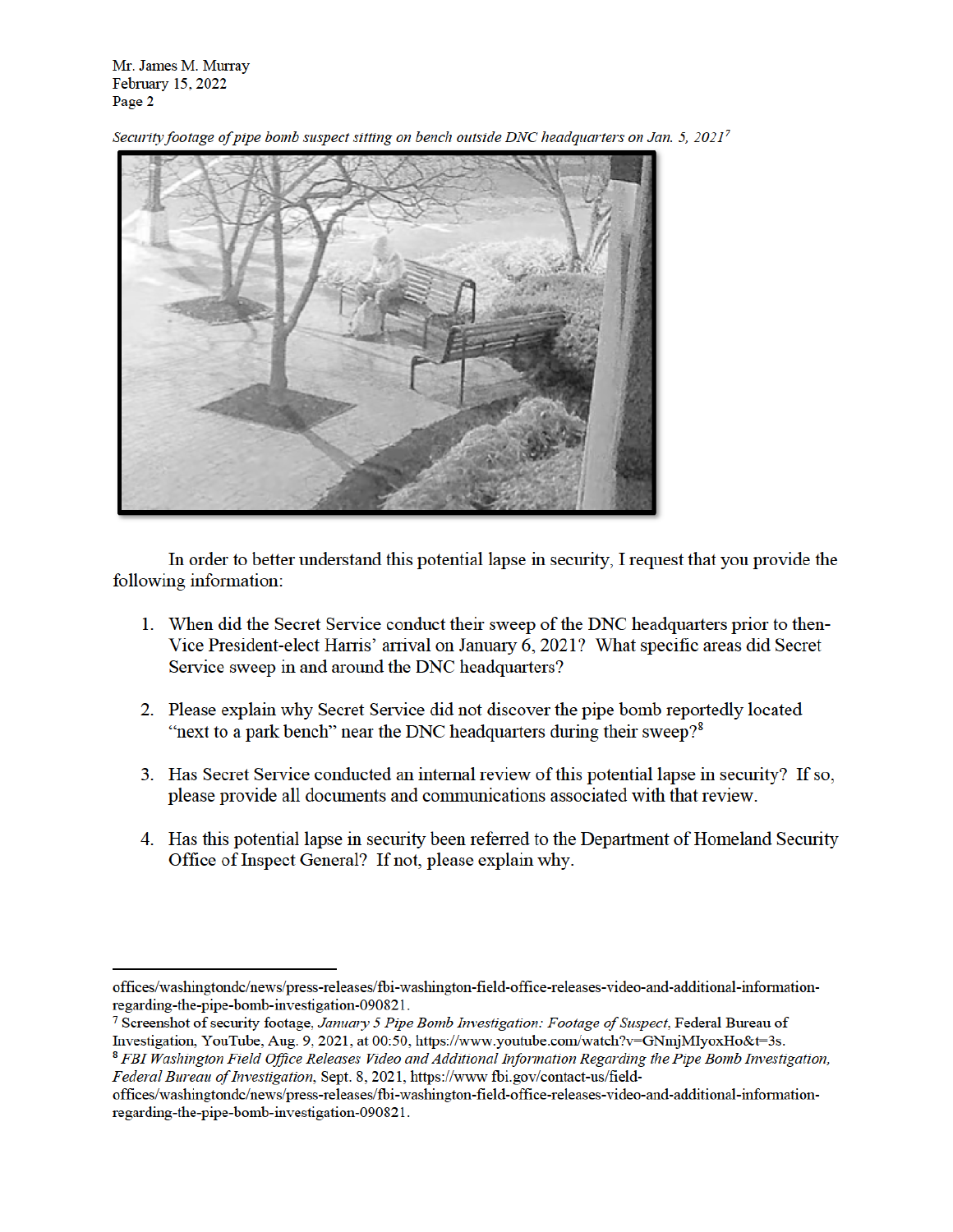*Security footage of pipe bomb suspect sitting on bench outside DNC headquarters on Jan. 5, 2021*[7]

In order to better understand this potential lapse in security, I request that you provide the following information:

1. When did the Secret Service conduct their sweep of the DNC headquarters prior to then-Vice President-elect Harris' arrival on January 6, 2021? What specific areas did Secret Service sweep in and around the DNC headquarters?

2. Please explain why Secret Service did not discover the pipe bomb reportedly located "next to a park bench" near the DNC headquarters during their sweep?[8]

3. Has Secret Service conducted an internal review of this potential lapse in security? If so, please provide all documents and communications associated with that review.

4. Has this potential lapse in security been referred to the Department of Homeland Security Office of Inspect General? If not, please explain why.

---

offices/washingtondc/news/press-releases/fbi-washington-field-office-releases-video-and-additional-information-regarding-the-pipe-bomb-investigation-090821.

[7] Screenshot of security footage, *January 5 Pipe Bomb Investigation: Footage of Suspect*, Federal Bureau of Investigation, YouTube, Aug. 9, 2021, at 00:50, https://www.youtube.com/watch?v=GNmjMIyoxHo&t=3s.

[8] *FBI Washington Field Office Releases Video and Additional Information Regarding the Pipe Bomb Investigation*, *Federal Bureau of Investigation*, Sept. 8, 2021, https://www fbi.gov/contact-us/field-offices/washingtondc/news/press-releases/fbi-washington-field-office-releases-video-and-additional-information-regarding-the-pipe-bomb-investigation-090821.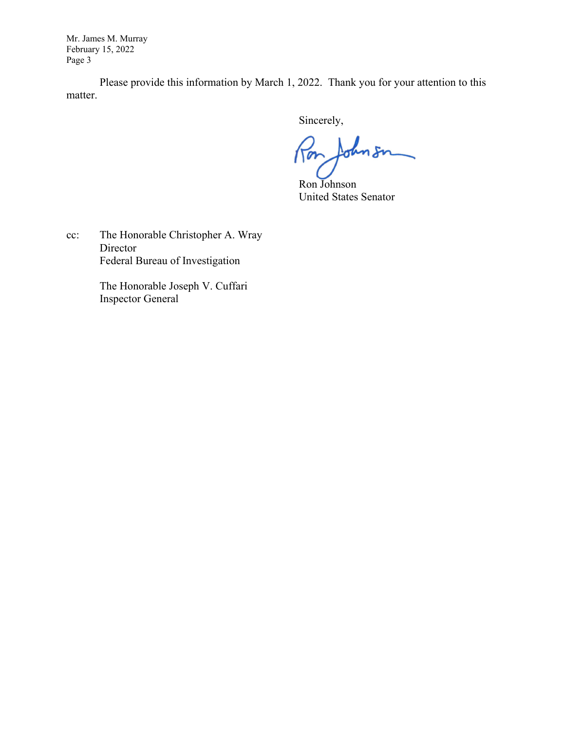Please provide this information by March 1, 2022. Thank you for your attention to this matter.

Sincerely,

Ron Johnson
United States Senator

cc: The Honorable Christopher A. Wray
Director
Federal Bureau of Investigation

The Honorable Joseph V. Cuffari
Inspector General